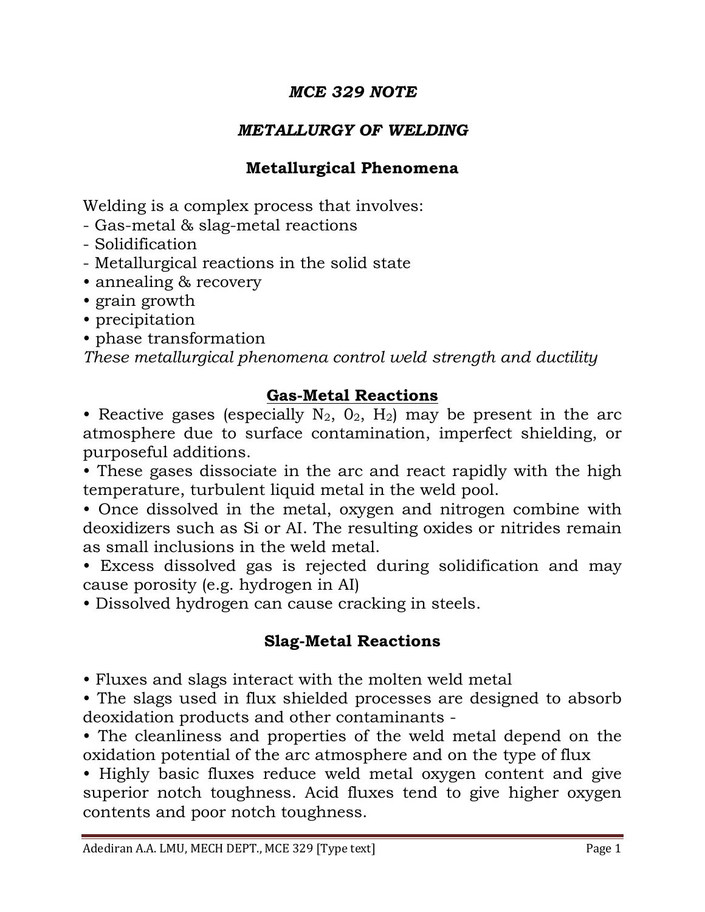# *MCE 329 NOTE*

## *METALLURGY OF WELDING*

## Metallurgical Phenomena

Welding is a complex process that involves:
- Gas-metal & slag-metal reactions
- Solidification
- Metallurgical reactions in the solid state
• annealing & recovery
• grain growth
• precipitation
• phase transformation

*These metallurgical phenomena control weld strength and ductility*

## <u>Gas-Metal Reactions</u>

• Reactive gases (especially $N_2$, $O_2$, $H_2$) may be present in the arc atmosphere due to surface contamination, imperfect shielding, or purposeful additions.

• These gases dissociate in the arc and react rapidly with the high temperature, turbulent liquid metal in the weld pool.

• Once dissolved in the metal, oxygen and nitrogen combine with deoxidizers such as Si or AI. The resulting oxides or nitrides remain as small inclusions in the weld metal.

• Excess dissolved gas is rejected during solidification and may cause porosity (e.g. hydrogen in AI)

• Dissolved hydrogen can cause cracking in steels.

## Slag-Metal Reactions

• Fluxes and slags interact with the molten weld metal

• The slags used in flux shielded processes are designed to absorb deoxidation products and other contaminants -

• The cleanliness and properties of the weld metal depend on the oxidation potential of the arc atmosphere and on the type of flux

• Highly basic fluxes reduce weld metal oxygen content and give superior notch toughness. Acid fluxes tend to give higher oxygen contents and poor notch toughness.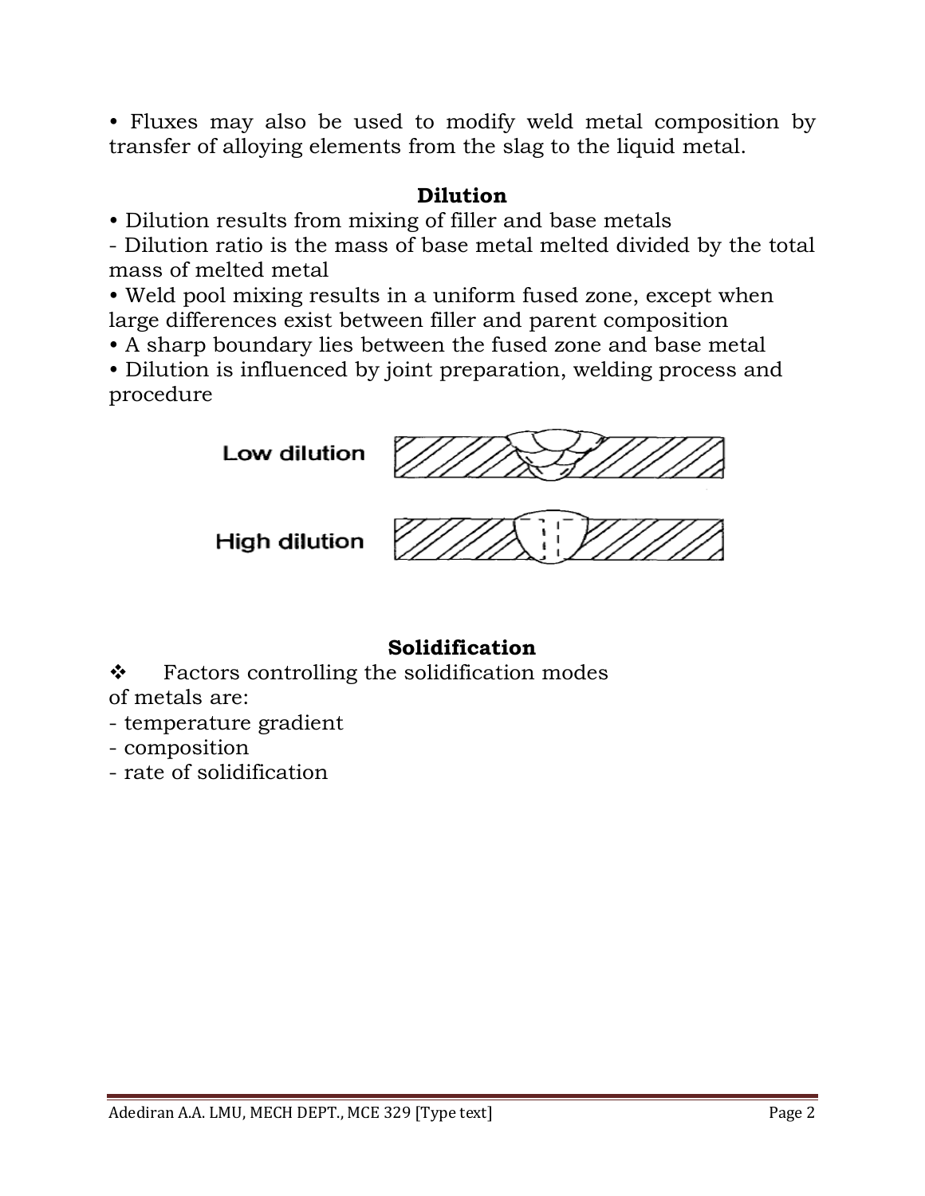• Fluxes may also be used to modify weld metal composition by transfer of alloying elements from the slag to the liquid metal.

## Dilution

• Dilution results from mixing of filler and base metals

- Dilution ratio is the mass of base metal melted divided by the total mass of melted metal

• Weld pool mixing results in a uniform fused zone, except when large differences exist between filler and parent composition

• A sharp boundary lies between the fused zone and base metal

• Dilution is influenced by joint preparation, welding process and procedure

Low dilution

High dilution

## Solidification

❖ Factors controlling the solidification modes of metals are:

- temperature gradient
- composition
- rate of solidification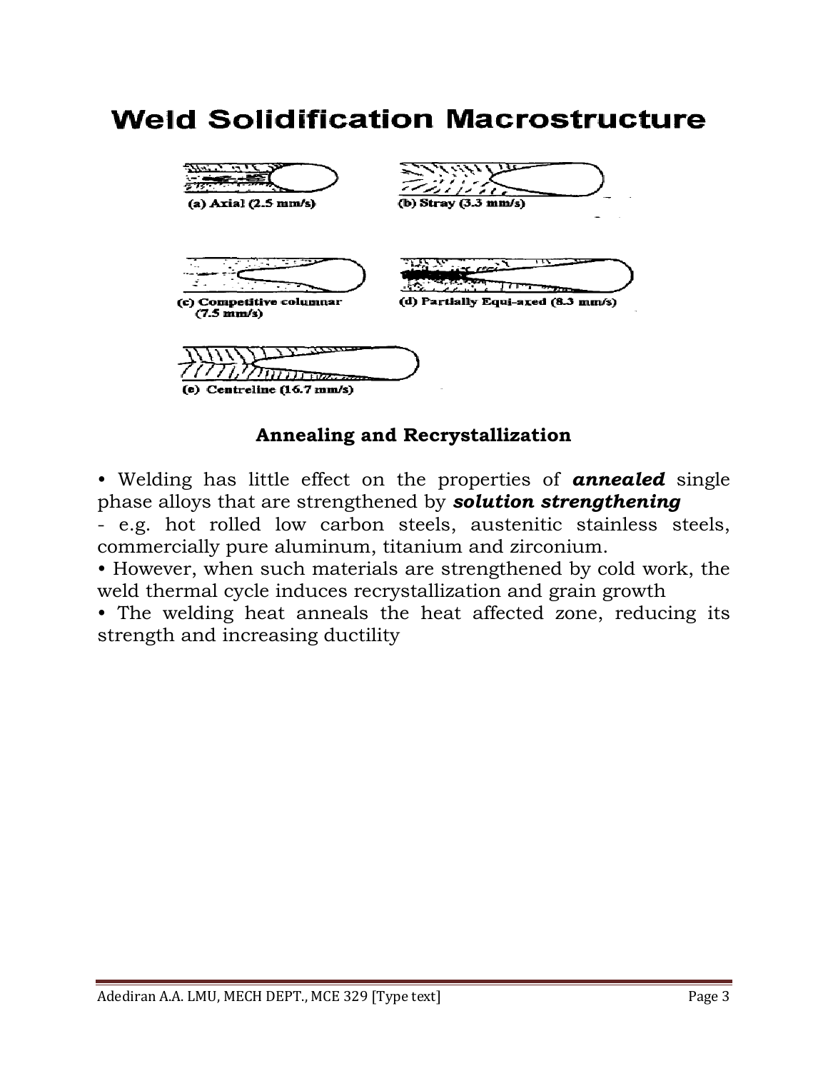# Weld Solidification Macrostructure

(a) Axial (2.5 mm/s)

(b) Stray (3.3 mm/s)

(c) Competitive columnar (7.5 mm/s)

(d) Partially Equi-axed (8.3 mm/s)

(e) Centreline (16.7 mm/s)

### Annealing and Recrystallization

• Welding has little effect on the properties of ***annealed*** single phase alloys that are strengthened by ***solution strengthening***

- e.g. hot rolled low carbon steels, austenitic stainless steels, commercially pure aluminum, titanium and zirconium.

• However, when such materials are strengthened by cold work, the weld thermal cycle induces recrystallization and grain growth

• The welding heat anneals the heat affected zone, reducing its strength and increasing ductility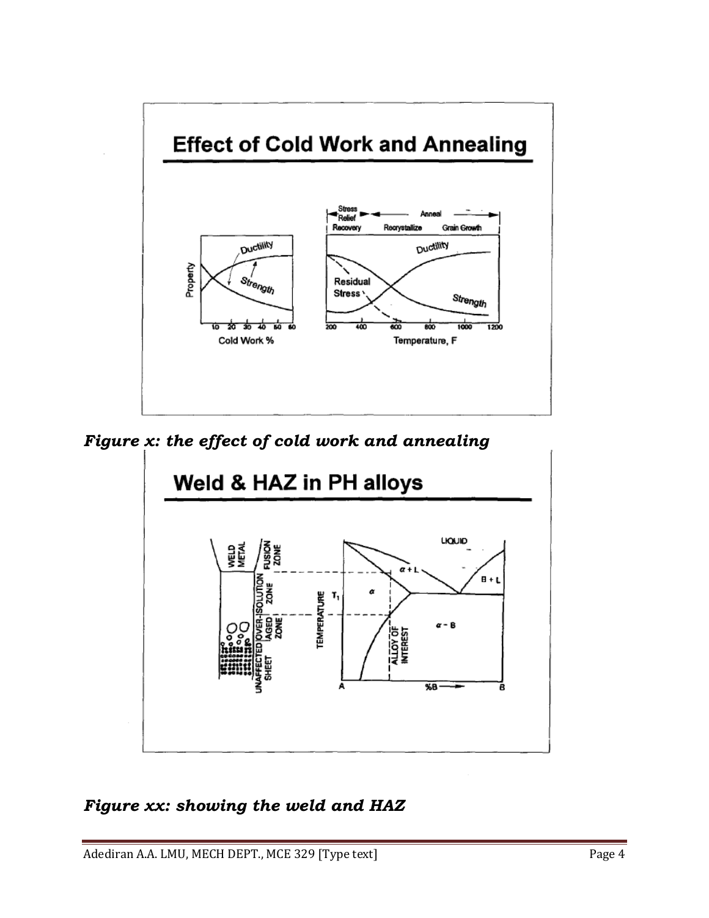*Figure x: the effect of cold work and annealing*

*Figure xx: showing the weld and HAZ*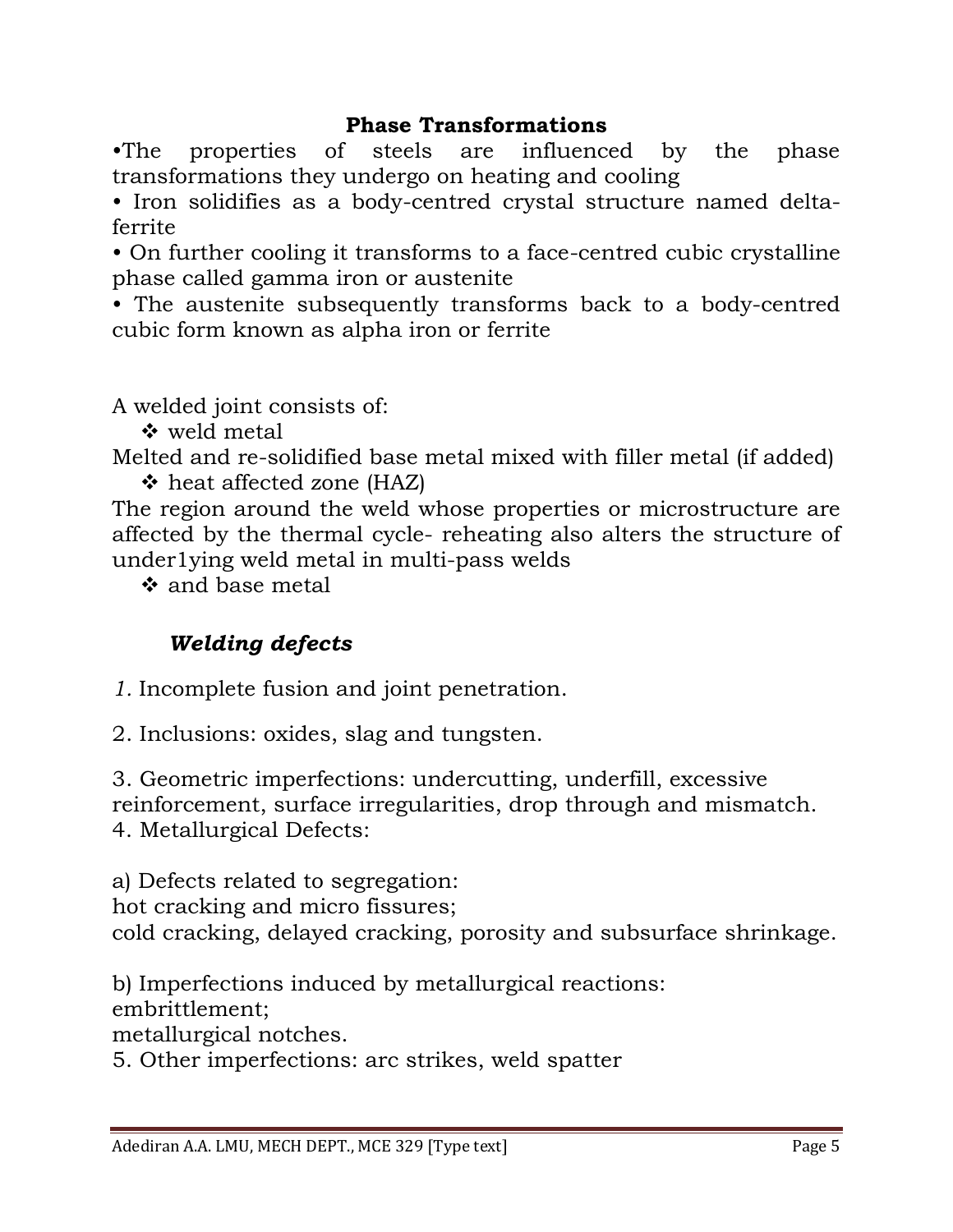## Phase Transformations

- The properties of steels are influenced by the phase transformations they undergo on heating and cooling
- Iron solidifies as a body-centred crystal structure named delta-ferrite
- On further cooling it transforms to a face-centred cubic crystalline phase called gamma iron or austenite
- The austenite subsequently transforms back to a body-centred cubic form known as alpha iron or ferrite

A welded joint consists of:

- weld metal

Melted and re-solidified base metal mixed with filler metal (if added)

- heat affected zone (HAZ)

The region around the weld whose properties or microstructure are affected by the thermal cycle- reheating also alters the structure of under1ying weld metal in multi-pass welds

- and base metal

### *Welding defects*

*1.* Incomplete fusion and joint penetration.

2. Inclusions: oxides, slag and tungsten.

3. Geometric imperfections: undercutting, underfill, excessive reinforcement, surface irregularities, drop through and mismatch.
4. Metallurgical Defects:

a) Defects related to segregation:
hot cracking and micro fissures;
cold cracking, delayed cracking, porosity and subsurface shrinkage.

b) Imperfections induced by metallurgical reactions:
embrittlement;
metallurgical notches.
5. Other imperfections: arc strikes, weld spatter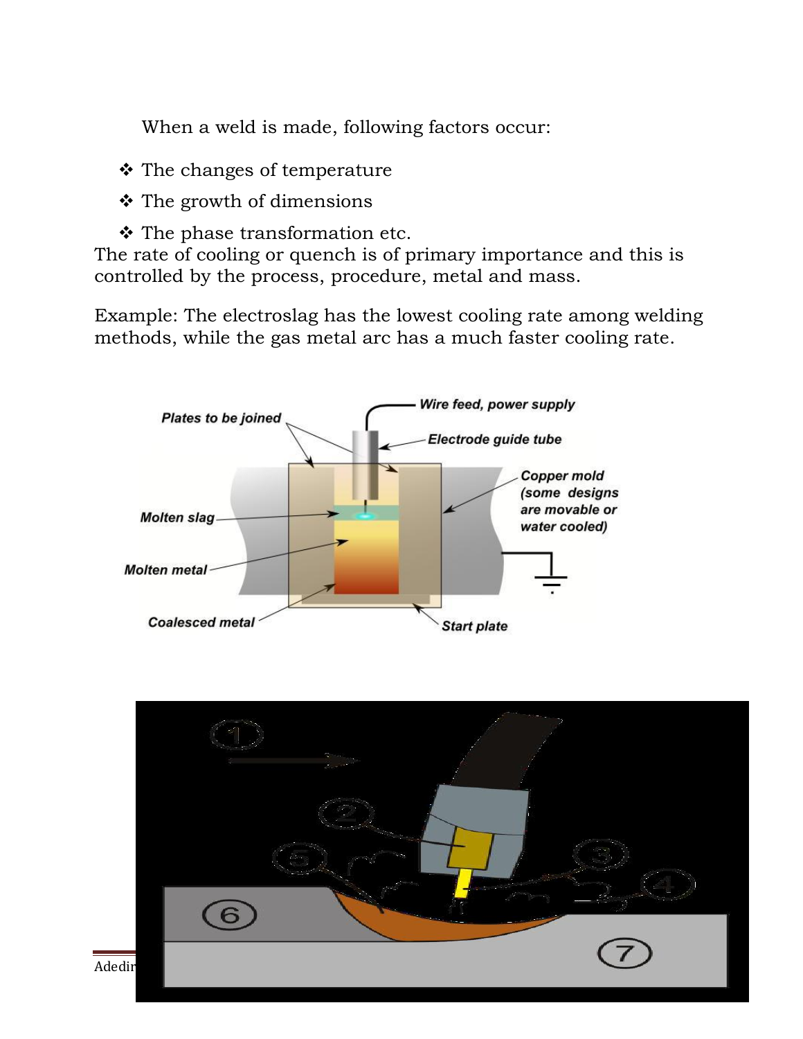When a weld is made, following factors occur:

- The changes of temperature
- The growth of dimensions
- The phase transformation etc.

The rate of cooling or quench is of primary importance and this is controlled by the process, procedure, metal and mass.

Example: The electroslag has the lowest cooling rate among welding methods, while the gas metal arc has a much faster cooling rate.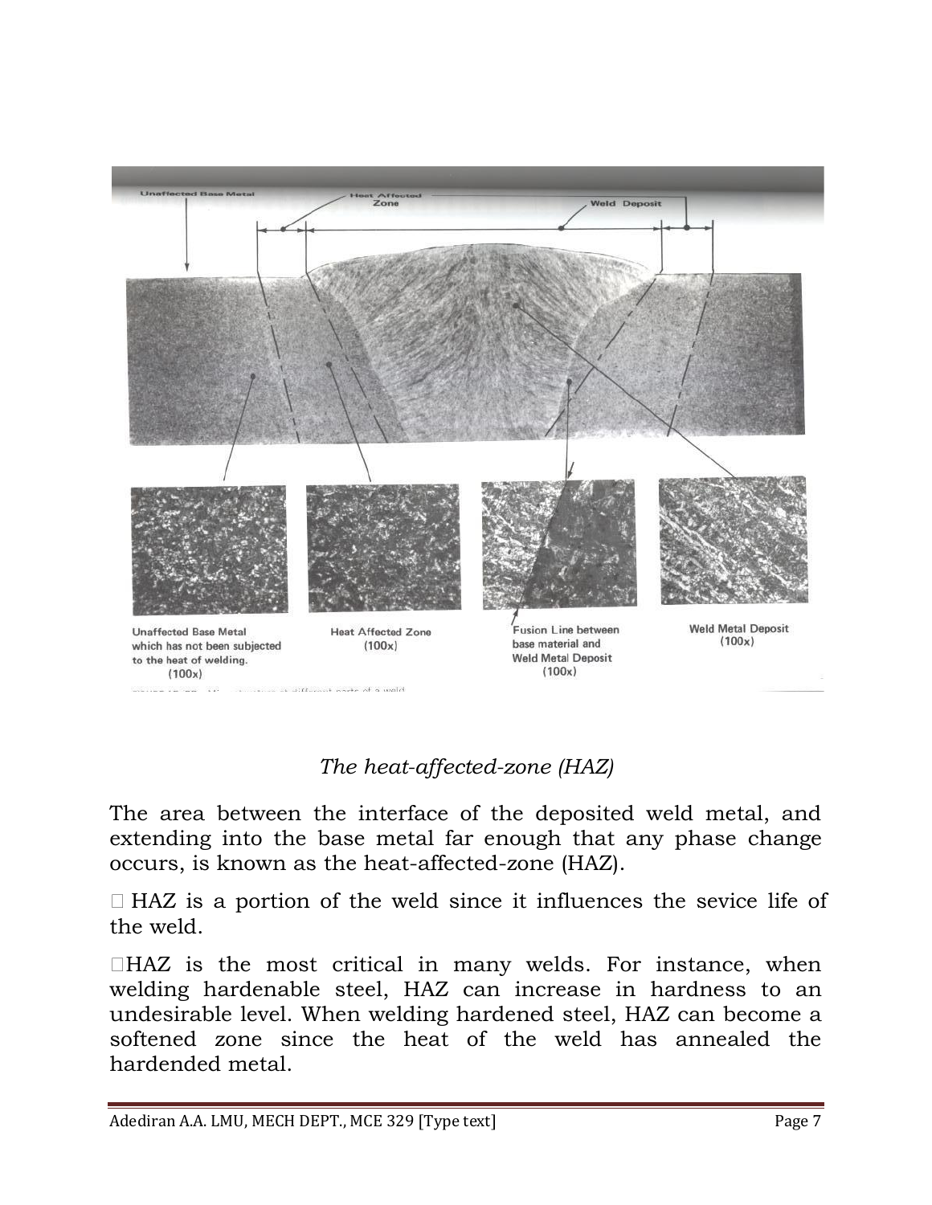*The heat-affected-zone (HAZ)*

The area between the interface of the deposited weld metal, and extending into the base metal far enough that any phase change occurs, is known as the heat-affected-zone (HAZ).

- HAZ is a portion of the weld since it influences the sevice life of the weld.
- HAZ is the most critical in many welds. For instance, when welding hardenable steel, HAZ can increase in hardness to an undesirable level. When welding hardened steel, HAZ can become a softened zone since the heat of the weld has annealed the hardended metal.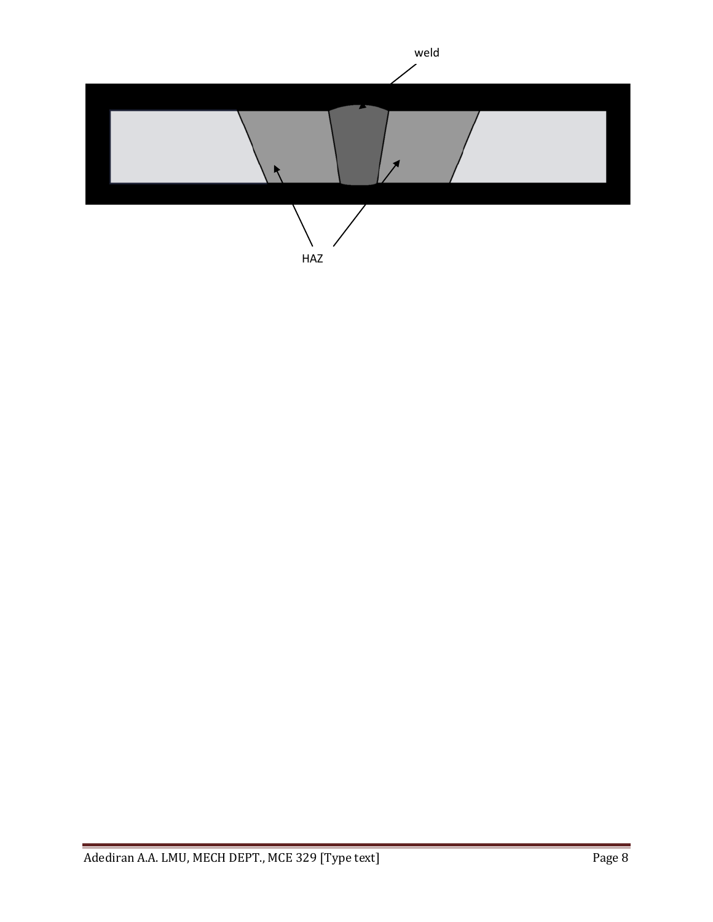weld

HAZ